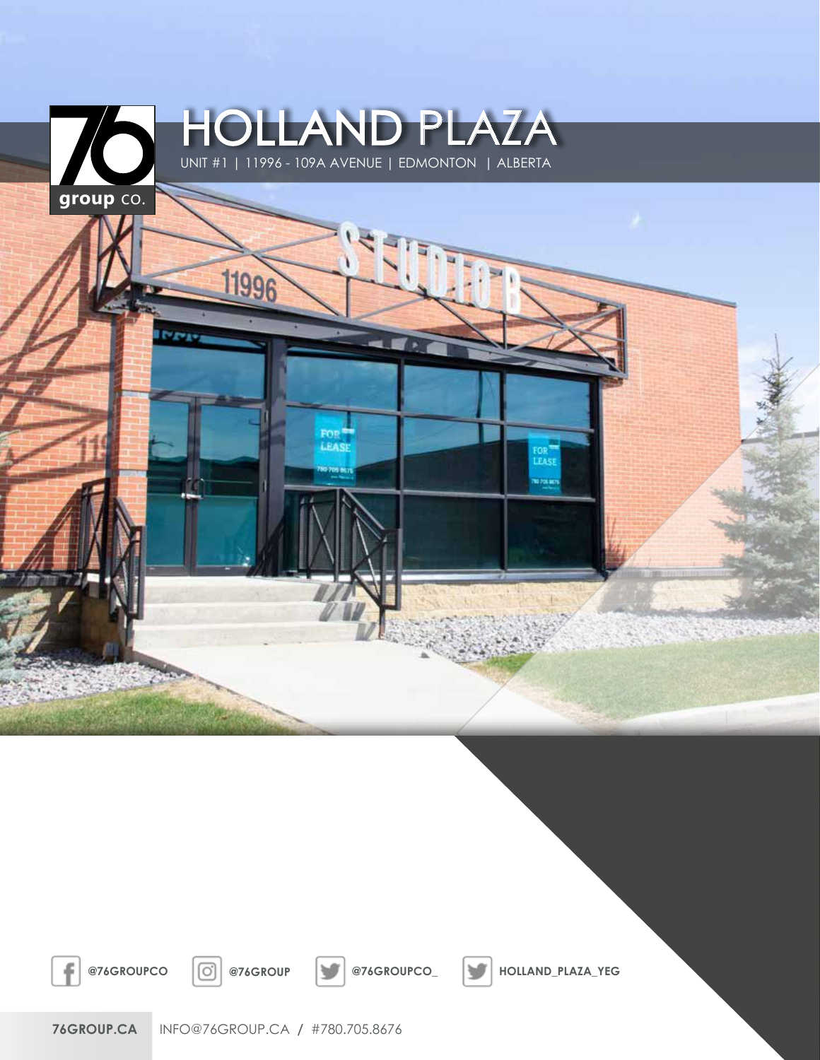# HOLLAND PLAZA

UNIT #1 | 11996 - 109A AVENUE | EDMONTON | ALBERTA

**@76GROUPCO** **@76GROUP** **@76GROUPCO_** **HOLLAND_PLAZA_YEG**

**76GROUP.CA** INFO@76GROUP.CA / #780.705.8676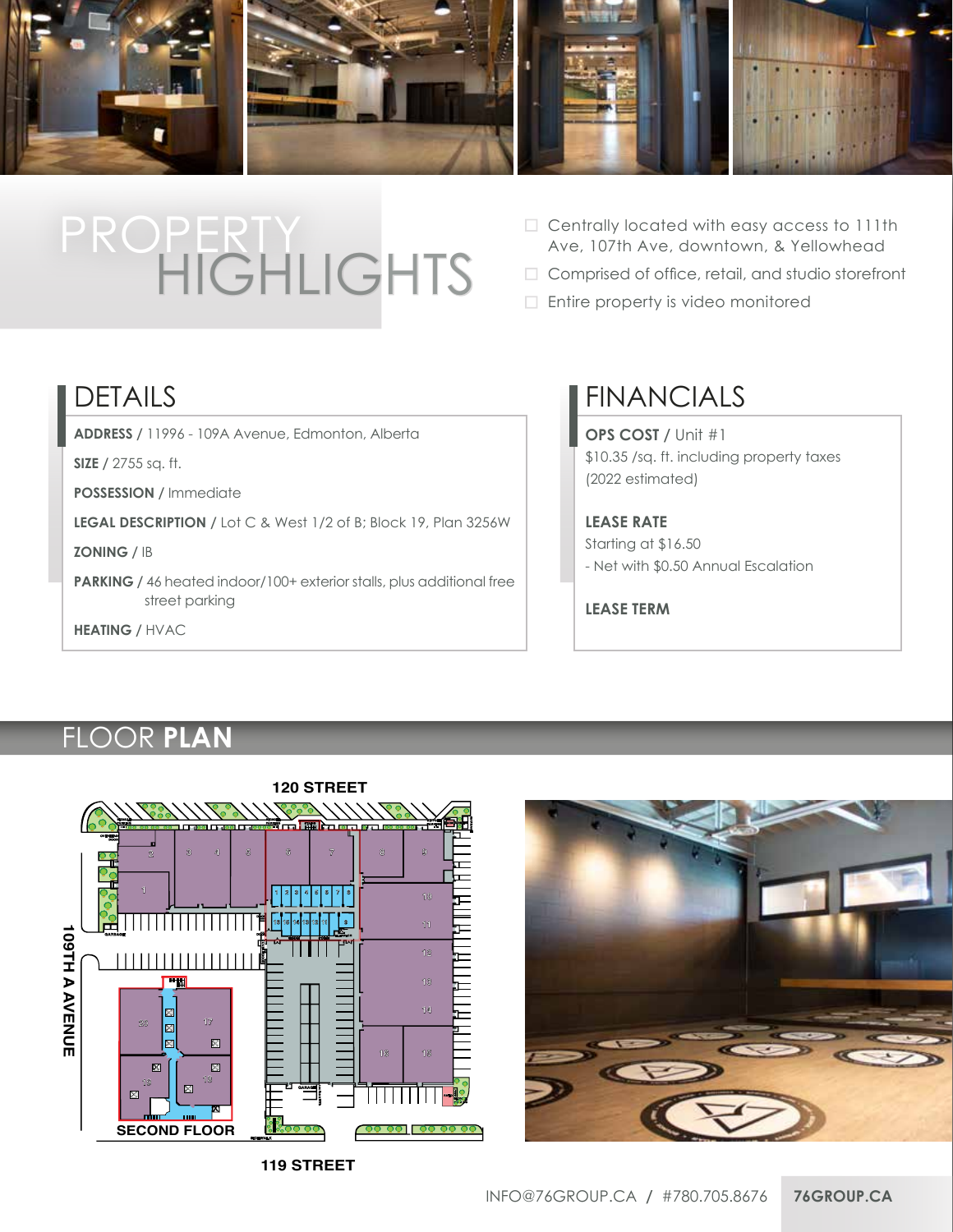# PROPERTY HIGHLIGHTS

- Centrally located with easy access to 111th Ave, 107th Ave, downtown, & Yellowhead
- Comprised of office, retail, and studio storefront
- Entire property is video monitored

## DETAILS

**ADDRESS** / 11996 - 109A Avenue, Edmonton, Alberta

**SIZE** / 2755 sq. ft.

**POSSESSION** / Immediate

**LEGAL DESCRIPTION** / Lot C & West 1/2 of B; Block 19, Plan 3256W

**ZONING** / IB

**PARKING** / 46 heated indoor/100+ exterior stalls, plus additional free street parking

**HEATING** / HVAC

## FINANCIALS

**OPS COST** / Unit #1
$10.35 /sq. ft. including property taxes (2022 estimated)

**LEASE RATE**
Starting at $16.50
- Net with $0.50 Annual Escalation

**LEASE TERM**

## FLOOR PLAN

120 STREET

109TH A AVENUE

SECOND FLOOR

119 STREET

INFO@76GROUP.CA / #780.705.8676 **76GROUP.CA**